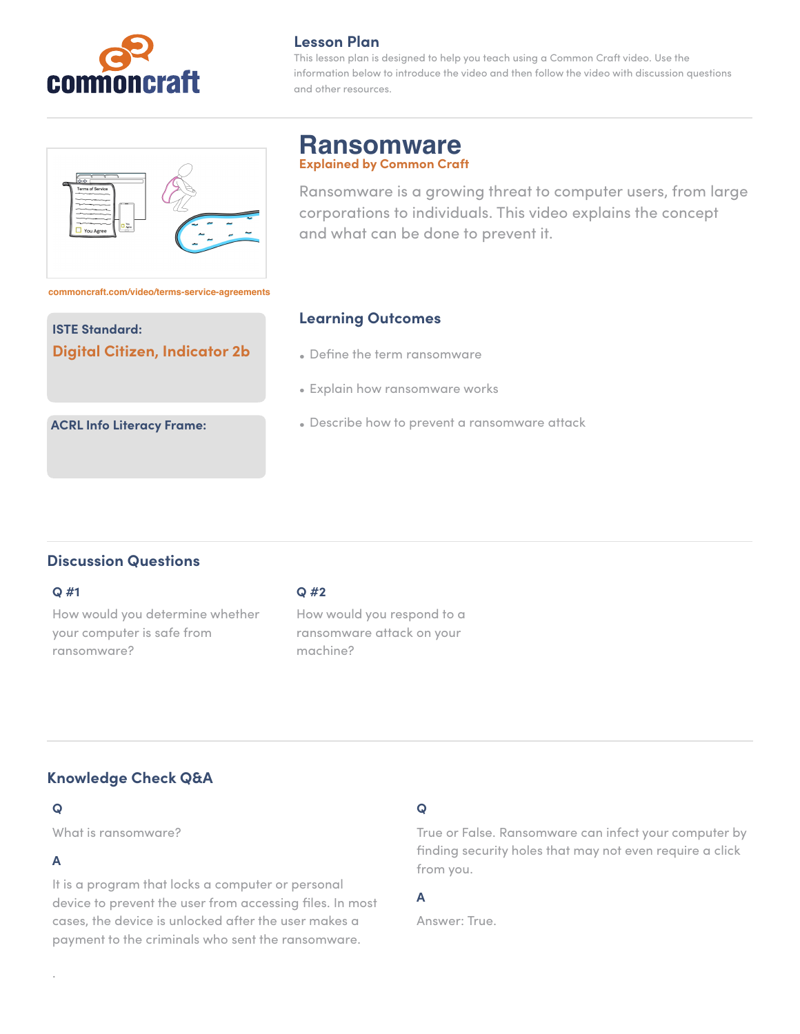commoncraft

## Lesson Plan

This lesson plan is designed to help you teach using a Common Craft video. Use the information below to introduce the video and then follow the video with discussion questions and other resources.

# Ransomware

**Explained by Common Craft**

Ransomware is a growing threat to computer users, from large corporations to individuals. This video explains the concept and what can be done to prevent it.

commoncraft.com/video/terms-service-agreements

**ISTE Standard:**

**Digital Citizen, Indicator 2b**

**ACRL Info Literacy Frame:**

## Learning Outcomes

- Define the term ransomware
- Explain how ransomware works
- Describe how to prevent a ransomware attack

## Discussion Questions

**Q #1**

How would you determine whether your computer is safe from ransomware?

**Q #2**

How would you respond to a ransomware attack on your machine?

## Knowledge Check Q&A

**Q**

What is ransomware?

**A**

It is a program that locks a computer or personal device to prevent the user from accessing files. In most cases, the device is unlocked after the user makes a payment to the criminals who sent the ransomware.

**Q**

True or False. Ransomware can infect your computer by finding security holes that may not even require a click from you.

**A**

Answer: True.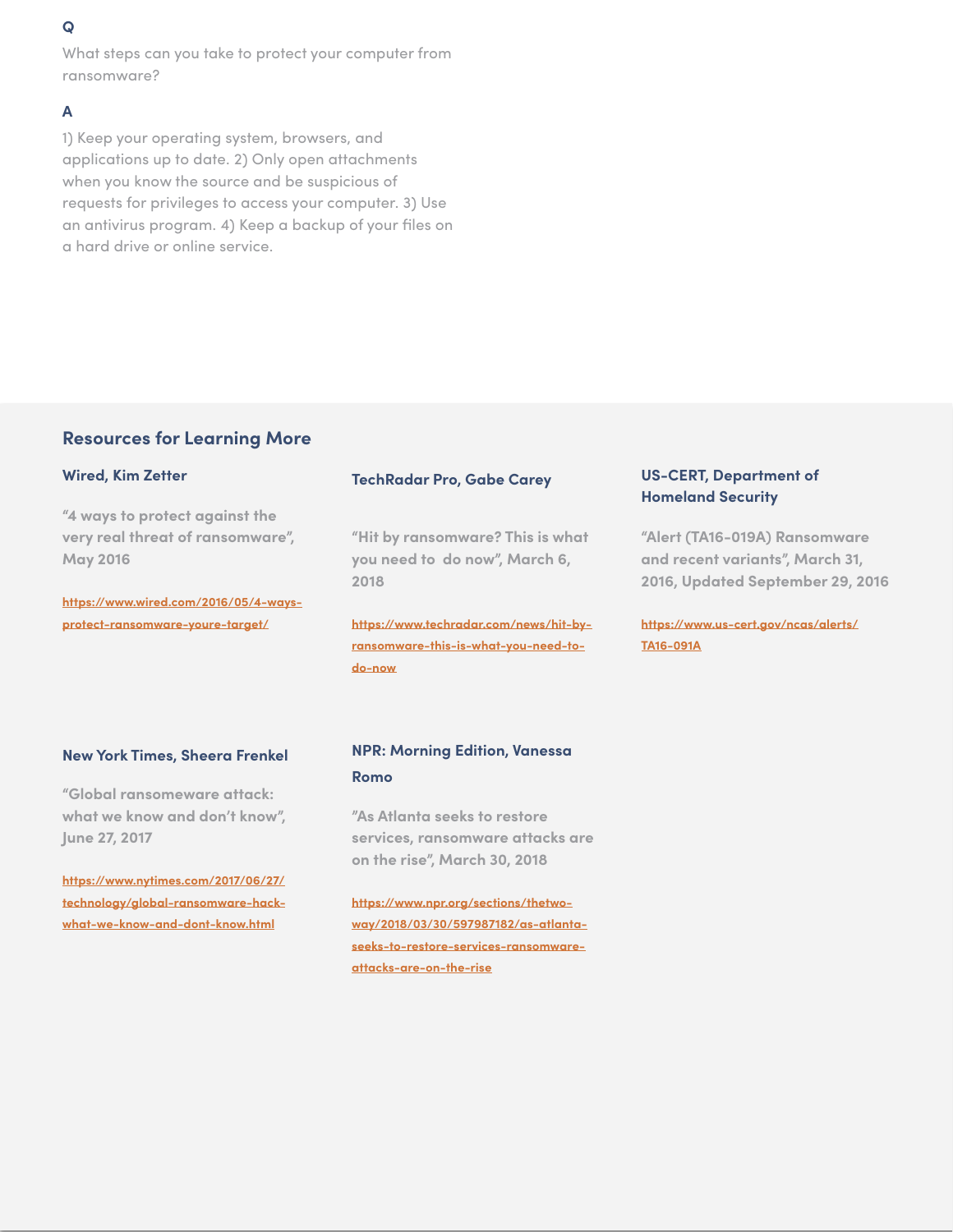**Q**

What steps can you take to protect your computer from ransomware?

**A**

1) Keep your operating system, browsers, and applications up to date. 2) Only open attachments when you know the source and be suspicious of requests for privileges to access your computer. 3) Use an antivirus program. 4) Keep a backup of your files on a hard drive or online service.

## Resources for Learning More

### Wired, Kim Zetter

"4 ways to protect against the very real threat of ransomware", May 2016

https://www.wired.com/2016/05/4-ways-protect-ransomware-youre-target/

### TechRadar Pro, Gabe Carey

"Hit by ransomware? This is what you need to do now", March 6, 2018

https://www.techradar.com/news/hit-by-ransomware-this-is-what-you-need-to-do-now

### US-CERT, Department of Homeland Security

"Alert (TA16-019A) Ransomware and recent variants", March 31, 2016, Updated September 29, 2016

https://www.us-cert.gov/ncas/alerts/TA16-091A

### New York Times, Sheera Frenkel

"Global ransomeware attack: what we know and don't know", June 27, 2017

https://www.nytimes.com/2017/06/27/technology/global-ransomware-hack-what-we-know-and-dont-know.html

### NPR: Morning Edition, Vanessa Romo

"As Atlanta seeks to restore services, ransomware attacks are on the rise", March 30, 2018

https://www.npr.org/sections/thetwo-way/2018/03/30/597987182/as-atlanta-seeks-to-restore-services-ransomware-attacks-are-on-the-rise